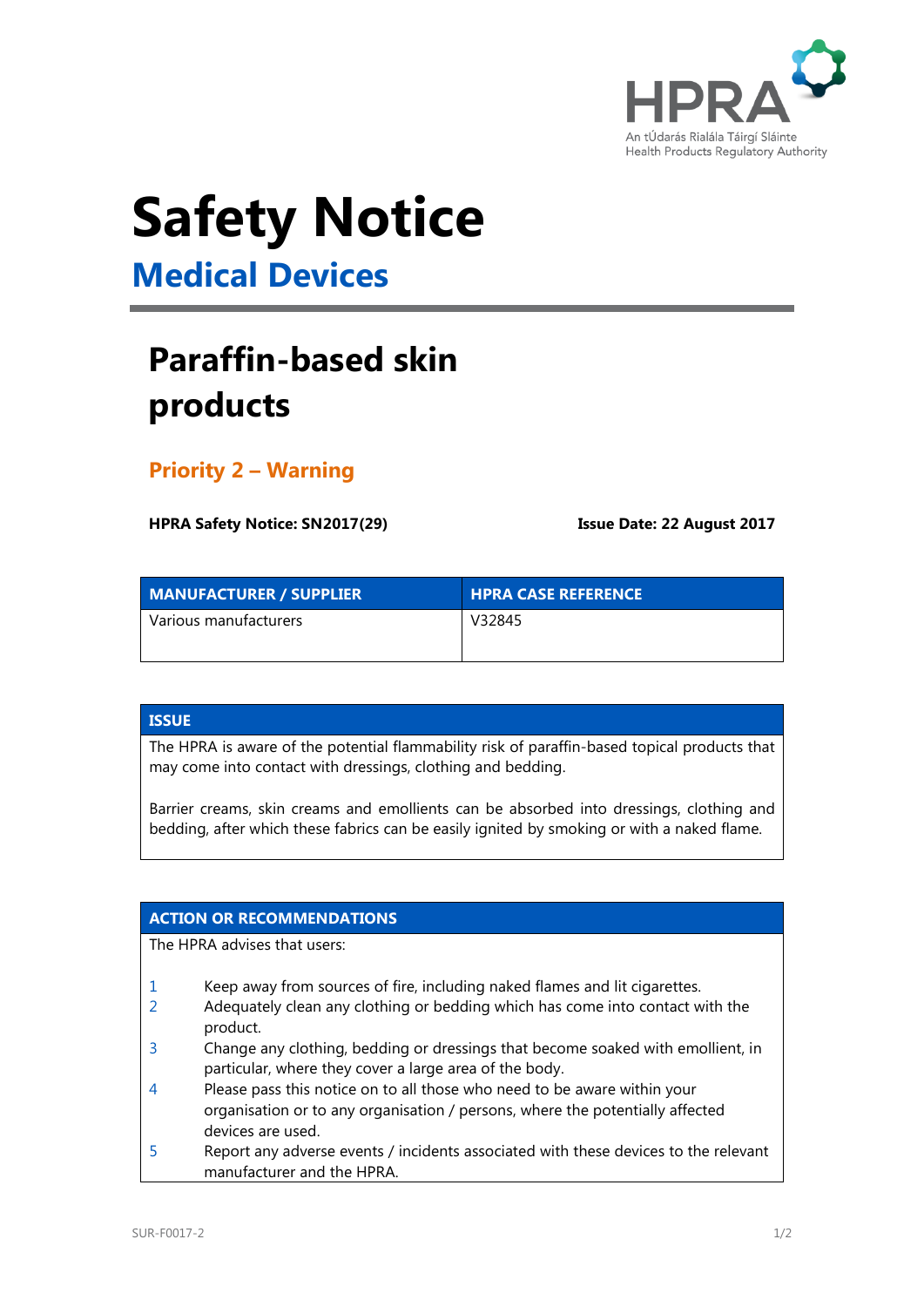HPRA

An tÚdarás Rialála Táirgí Sláinte
Health Products Regulatory Authority

# Safety Notice

## Medical Devices

# Paraffin-based skin products

### Priority 2 – Warning

**HPRA Safety Notice: SN2017(29)** **Issue Date: 22 August 2017**

| MANUFACTURER / SUPPLIER | HPRA CASE REFERENCE |
|---|---|
| Various manufacturers | V32845 |

| ISSUE |
|---|
| The HPRA is aware of the potential flammability risk of paraffin-based topical products that may come into contact with dressings, clothing and bedding.<br><br>Barrier creams, skin creams and emollients can be absorbed into dressings, clothing and bedding, after which these fabrics can be easily ignited by smoking or with a naked flame. |

**ACTION OR RECOMMENDATIONS**

The HPRA advises that users:

1. Keep away from sources of fire, including naked flames and lit cigarettes.
2. Adequately clean any clothing or bedding which has come into contact with the product.
3. Change any clothing, bedding or dressings that become soaked with emollient, in particular, where they cover a large area of the body.
4. Please pass this notice on to all those who need to be aware within your organisation or to any organisation / persons, where the potentially affected devices are used.
5. Report any adverse events / incidents associated with these devices to the relevant manufacturer and the HPRA.

SUR-F0017-2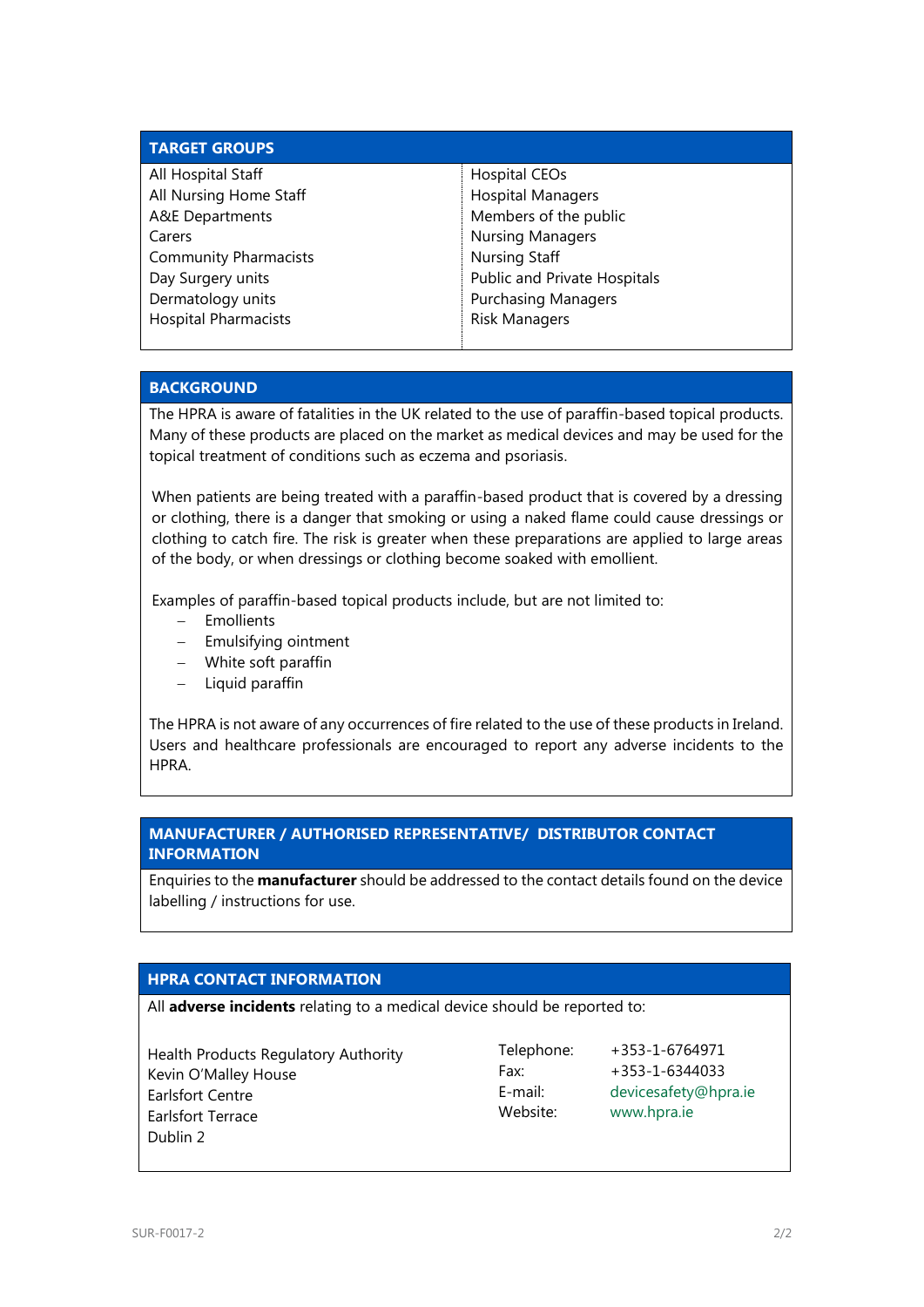## TARGET GROUPS

| | |
|---|---|
| All Hospital Staff | Hospital CEOs |
| All Nursing Home Staff | Hospital Managers |
| A&E Departments | Members of the public |
| Carers | Nursing Managers |
| Community Pharmacists | Nursing Staff |
| Day Surgery units | Public and Private Hospitals |
| Dermatology units | Purchasing Managers |
| Hospital Pharmacists | Risk Managers |

## BACKGROUND

The HPRA is aware of fatalities in the UK related to the use of paraffin-based topical products. Many of these products are placed on the market as medical devices and may be used for the topical treatment of conditions such as eczema and psoriasis.

When patients are being treated with a paraffin-based product that is covered by a dressing or clothing, there is a danger that smoking or using a naked flame could cause dressings or clothing to catch fire. The risk is greater when these preparations are applied to large areas of the body, or when dressings or clothing become soaked with emollient.

Examples of paraffin-based topical products include, but are not limited to:

- Emollients
- Emulsifying ointment
- White soft paraffin
- Liquid paraffin

The HPRA is not aware of any occurrences of fire related to the use of these products in Ireland. Users and healthcare professionals are encouraged to report any adverse incidents to the HPRA.

## MANUFACTURER / AUTHORISED REPRESENTATIVE/ DISTRIBUTOR CONTACT INFORMATION

Enquiries to the **manufacturer** should be addressed to the contact details found on the device labelling / instructions for use.

## HPRA CONTACT INFORMATION

All **adverse incidents** relating to a medical device should be reported to:

Health Products Regulatory Authority
Kevin O'Malley House
Earlsfort Centre
Earlsfort Terrace
Dublin 2

Telephone: +353-1-6764971
Fax: +353-1-6344033
E-mail: devicesafety@hpra.ie
Website: www.hpra.ie

SUR-F0017-2